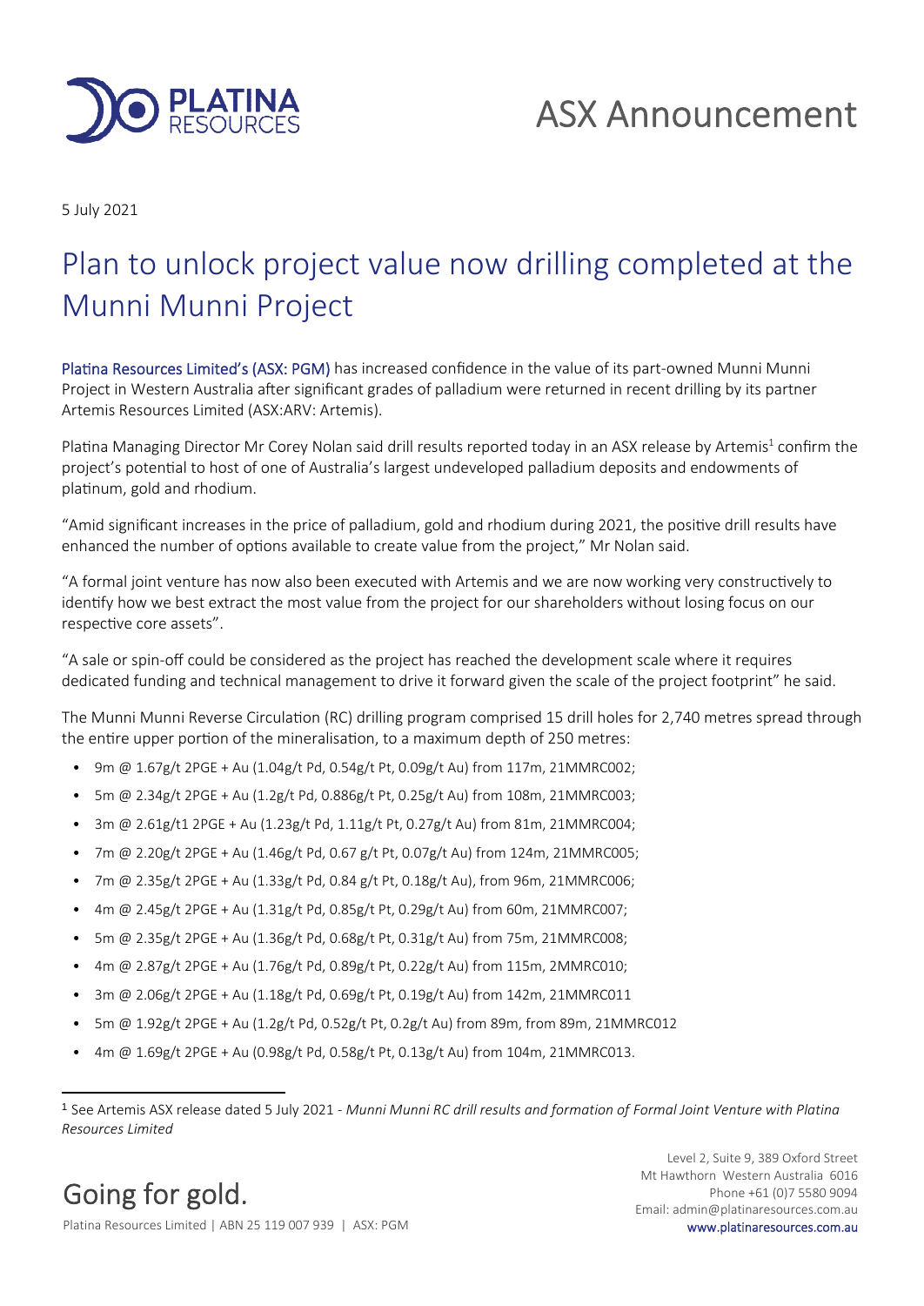# ASX Announcement

5 July 2021

# Plan to unlock project value now drilling completed at the Munni Munni Project

Platina Resources Limited's (ASX: PGM) has increased confidence in the value of its part-owned Munni Munni Project in Western Australia after significant grades of palladium were returned in recent drilling by its partner Artemis Resources Limited (ASX:ARV: Artemis).

Platina Managing Director Mr Corey Nolan said drill results reported today in an ASX release by Artemis[1] confirm the project's potential to host of one of Australia's largest undeveloped palladium deposits and endowments of platinum, gold and rhodium.

"Amid significant increases in the price of palladium, gold and rhodium during 2021, the positive drill results have enhanced the number of options available to create value from the project," Mr Nolan said.

"A formal joint venture has now also been executed with Artemis and we are now working very constructively to identify how we best extract the most value from the project for our shareholders without losing focus on our respective core assets".

"A sale or spin-off could be considered as the project has reached the development scale where it requires dedicated funding and technical management to drive it forward given the scale of the project footprint" he said.

The Munni Munni Reverse Circulation (RC) drilling program comprised 15 drill holes for 2,740 metres spread through the entire upper portion of the mineralisation, to a maximum depth of 250 metres:

- 9m @ 1.67g/t 2PGE + Au (1.04g/t Pd, 0.54g/t Pt, 0.09g/t Au) from 117m, 21MMRC002;
- 5m @ 2.34g/t 2PGE + Au (1.2g/t Pd, 0.886g/t Pt, 0.25g/t Au) from 108m, 21MMRC003;
- 3m @ 2.61g/t1 2PGE + Au (1.23g/t Pd, 1.11g/t Pt, 0.27g/t Au) from 81m, 21MMRC004;
- 7m @ 2.20g/t 2PGE + Au (1.46g/t Pd, 0.67 g/t Pt, 0.07g/t Au) from 124m, 21MMRC005;
- 7m @ 2.35g/t 2PGE + Au (1.33g/t Pd, 0.84 g/t Pt, 0.18g/t Au), from 96m, 21MMRC006;
- 4m @ 2.45g/t 2PGE + Au (1.31g/t Pd, 0.85g/t Pt, 0.29g/t Au) from 60m, 21MMRC007;
- 5m @ 2.35g/t 2PGE + Au (1.36g/t Pd, 0.68g/t Pt, 0.31g/t Au) from 75m, 21MMRC008;
- 4m @ 2.87g/t 2PGE + Au (1.76g/t Pd, 0.89g/t Pt, 0.22g/t Au) from 115m, 2MMRC010;
- 3m @ 2.06g/t 2PGE + Au (1.18g/t Pd, 0.69g/t Pt, 0.19g/t Au) from 142m, 21MMRC011
- 5m @ 1.92g/t 2PGE + Au (1.2g/t Pd, 0.52g/t Pt, 0.2g/t Au) from 89m, from 89m, 21MMRC012
- 4m @ 1.69g/t 2PGE + Au (0.98g/t Pd, 0.58g/t Pt, 0.13g/t Au) from 104m, 21MMRC013.

[1] See Artemis ASX release dated 5 July 2021 - *Munni Munni RC drill results and formation of Formal Joint Venture with Platina Resources Limited*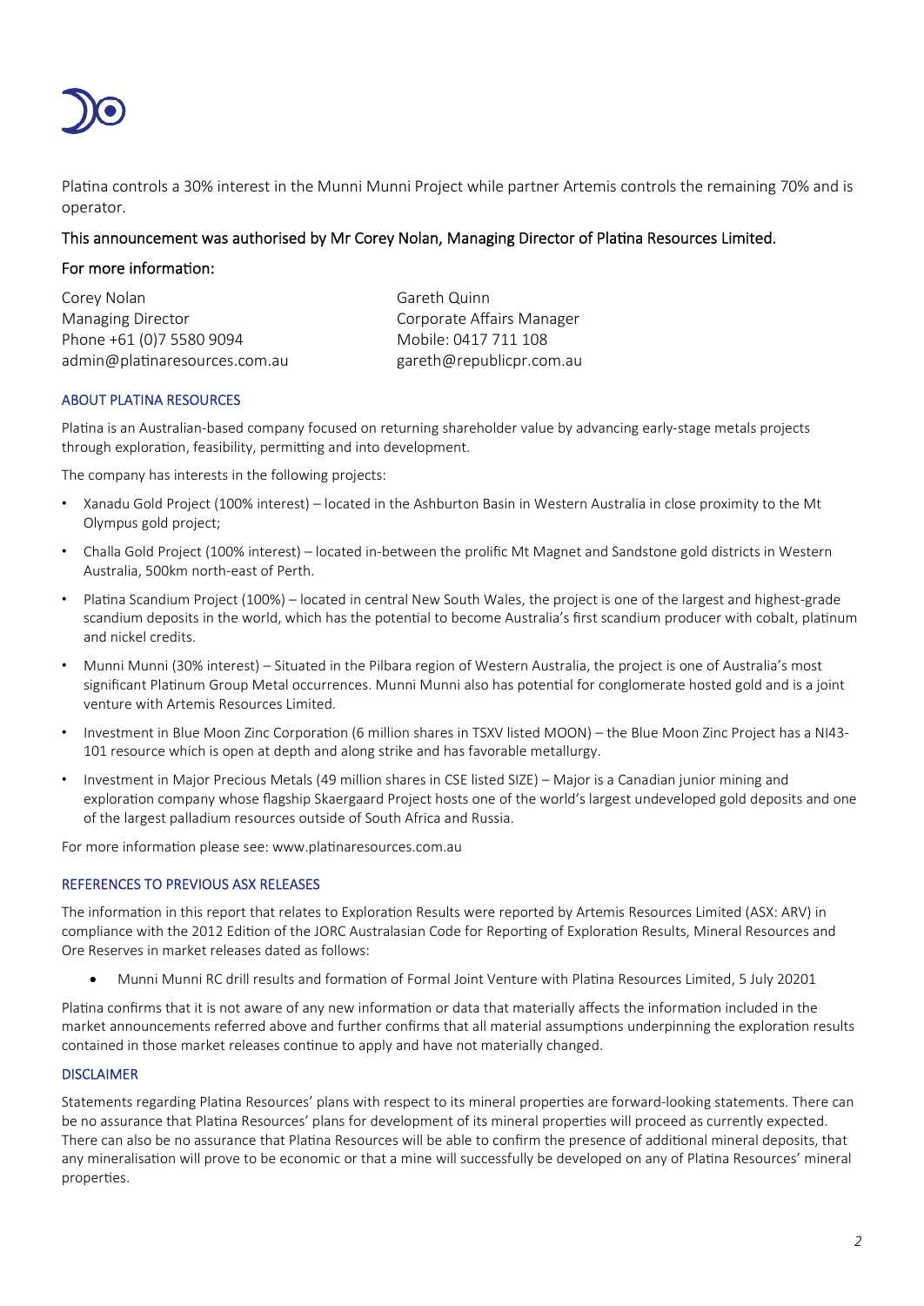Platina controls a 30% interest in the Munni Munni Project while partner Artemis controls the remaining 70% and is operator.

**This announcement was authorised by Mr Corey Nolan, Managing Director of Platina Resources Limited.**

**For more information:**

| | |
|---|---|
| Corey Nolan | Gareth Quinn |
| Managing Director | Corporate Affairs Manager |
| Phone +61 (0)7 5580 9094 | Mobile: 0417 711 108 |
| admin@platinaresources.com.au | gareth@republicpr.com.au |

## ABOUT PLATINA RESOURCES

Platina is an Australian-based company focused on returning shareholder value by advancing early-stage metals projects through exploration, feasibility, permitting and into development.

The company has interests in the following projects:

- Xanadu Gold Project (100% interest) – located in the Ashburton Basin in Western Australia in close proximity to the Mt Olympus gold project;
- Challa Gold Project (100% interest) – located in-between the prolific Mt Magnet and Sandstone gold districts in Western Australia, 500km north-east of Perth.
- Platina Scandium Project (100%) – located in central New South Wales, the project is one of the largest and highest-grade scandium deposits in the world, which has the potential to become Australia's first scandium producer with cobalt, platinum and nickel credits.
- Munni Munni (30% interest) – Situated in the Pilbara region of Western Australia, the project is one of Australia's most significant Platinum Group Metal occurrences. Munni Munni also has potential for conglomerate hosted gold and is a joint venture with Artemis Resources Limited.
- Investment in Blue Moon Zinc Corporation (6 million shares in TSXV listed MOON) – the Blue Moon Zinc Project has a NI43-101 resource which is open at depth and along strike and has favorable metallurgy.
- Investment in Major Precious Metals (49 million shares in CSE listed SIZE) – Major is a Canadian junior mining and exploration company whose flagship Skaergaard Project hosts one of the world's largest undeveloped gold deposits and one of the largest palladium resources outside of South Africa and Russia.

For more information please see: www.platinaresources.com.au

## REFERENCES TO PREVIOUS ASX RELEASES

The information in this report that relates to Exploration Results were reported by Artemis Resources Limited (ASX: ARV) in compliance with the 2012 Edition of the JORC Australasian Code for Reporting of Exploration Results, Mineral Resources and Ore Reserves in market releases dated as follows:

- Munni Munni RC drill results and formation of Formal Joint Venture with Platina Resources Limited, 5 July 20201

Platina confirms that it is not aware of any new information or data that materially affects the information included in the market announcements referred above and further confirms that all material assumptions underpinning the exploration results contained in those market releases continue to apply and have not materially changed.

## DISCLAIMER

Statements regarding Platina Resources' plans with respect to its mineral properties are forward-looking statements. There can be no assurance that Platina Resources' plans for development of its mineral properties will proceed as currently expected. There can also be no assurance that Platina Resources will be able to confirm the presence of additional mineral deposits, that any mineralisation will prove to be economic or that a mine will successfully be developed on any of Platina Resources' mineral properties.